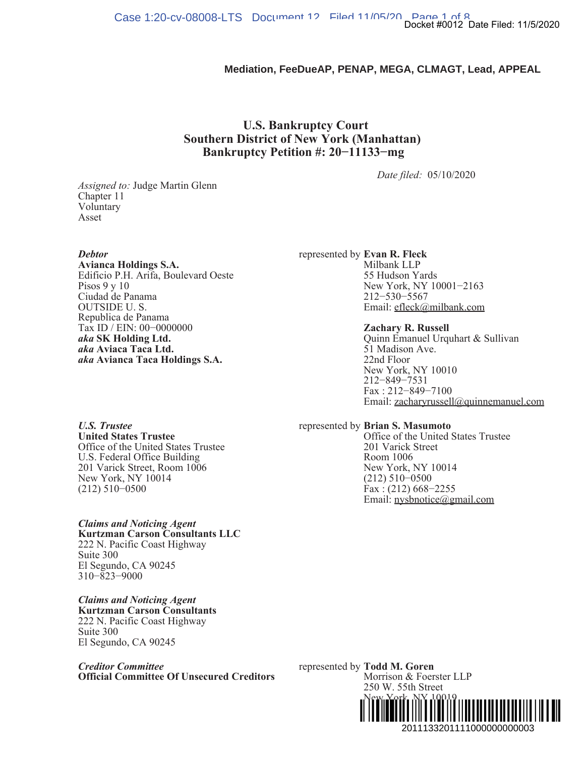**Mediation, FeeDueAP, PENAP, MEGA, CLMAGT, Lead, APPEAL**

# U.S. Bankruptcy Court
# Southern District of New York (Manhattan)
# Bankruptcy Petition #: 20−11133−mg

*Date filed:* 05/10/2020

*Assigned to:* Judge Martin Glenn
Chapter 11
Voluntary
Asset

***Debtor***
**Avianca Holdings S.A.**
Edificio P.H. Arifa, Boulevard Oeste
Pisos 9 y 10
Ciudad de Panama
OUTSIDE U. S.
Republica de Panama
Tax ID / EIN: 00−0000000
***aka* SK Holding Ltd.**
***aka* Aviaca Taca Ltd.**
***aka* Avianca Taca Holdings S.A.**

represented by **Evan R. Fleck**
Milbank LLP
55 Hudson Yards
New York, NY 10001−2163
212−530−5567
Email: efleck@milbank.com

**Zachary R. Russell**
Quinn Emanuel Urquhart & Sullivan
51 Madison Ave.
22nd Floor
New York, NY 10010
212−849−7531
Fax : 212−849−7100
Email: zacharyrussell@quinnemanuel.com

***U.S. Trustee***
**United States Trustee**
Office of the United States Trustee
U.S. Federal Office Building
201 Varick Street, Room 1006
New York, NY 10014
(212) 510−0500

represented by **Brian S. Masumoto**
Office of the United States Trustee
201 Varick Street
Room 1006
New York, NY 10014
(212) 510−0500
Fax : (212) 668−2255
Email: nysbnotice@gmail.com

***Claims and Noticing Agent***
**Kurtzman Carson Consultants LLC**
222 N. Pacific Coast Highway
Suite 300
El Segundo, CA 90245
310−823−9000

***Claims and Noticing Agent***
**Kurtzman Carson Consultants**
222 N. Pacific Coast Highway
Suite 300
El Segundo, CA 90245

***Creditor Committee***
**Official Committee Of Unsecured Creditors**

represented by **Todd M. Goren**
Morrison & Foerster LLP
250 W. 55th Street
New York, NY 10019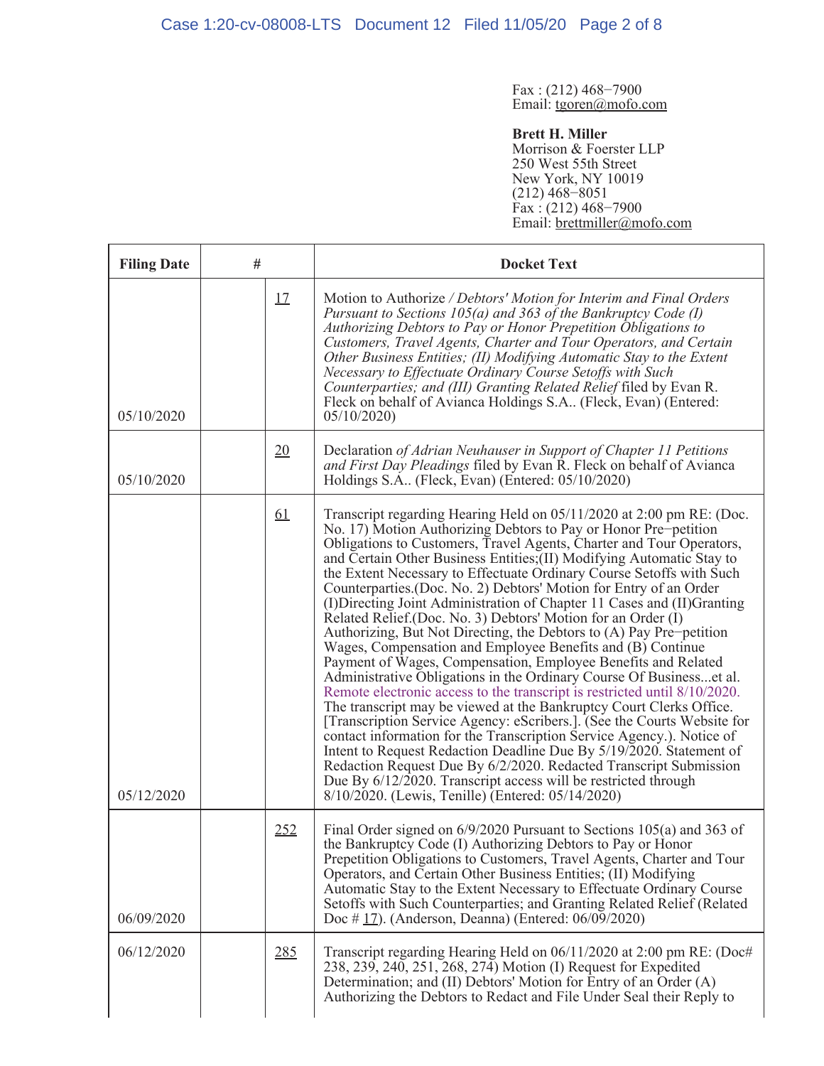Fax : (212) 468−7900
Email: tgoren@mofo.com

**Brett H. Miller**
Morrison & Foerster LLP
250 West 55th Street
New York, NY 10019
(212) 468−8051
Fax : (212) 468−7900
Email: brettmiller@mofo.com

| Filing Date | # | | Docket Text |
|---|---|---|---|
| 05/10/2020 | | 17 | Motion to Authorize / *Debtors' Motion for Interim and Final Orders Pursuant to Sections 105(a) and 363 of the Bankruptcy Code (I) Authorizing Debtors to Pay or Honor Prepetition Obligations to Customers, Travel Agents, Charter and Tour Operators, and Certain Other Business Entities; (II) Modifying Automatic Stay to the Extent Necessary to Effectuate Ordinary Course Setoffs with Such Counterparties; and (III) Granting Related Relief* filed by Evan R. Fleck on behalf of Avianca Holdings S.A.. (Fleck, Evan) (Entered: 05/10/2020) |
| 05/10/2020 | | 20 | Declaration *of Adrian Neuhauser in Support of Chapter 11 Petitions and First Day Pleadings* filed by Evan R. Fleck on behalf of Avianca Holdings S.A.. (Fleck, Evan) (Entered: 05/10/2020) |
| 05/12/2020 | | 61 | Transcript regarding Hearing Held on 05/11/2020 at 2:00 pm RE: (Doc. No. 17) Motion Authorizing Debtors to Pay or Honor Pre−petition Obligations to Customers, Travel Agents, Charter and Tour Operators, and Certain Other Business Entities;(II) Modifying Automatic Stay to the Extent Necessary to Effectuate Ordinary Course Setoffs with Such Counterparties.(Doc. No. 2) Debtors' Motion for Entry of an Order (I)Directing Joint Administration of Chapter 11 Cases and (II)Granting Related Relief.(Doc. No. 3) Debtors' Motion for an Order (I) Authorizing, But Not Directing, the Debtors to (A) Pay Pre−petition Wages, Compensation and Employee Benefits and (B) Continue Payment of Wages, Compensation, Employee Benefits and Related Administrative Obligations in the Ordinary Course Of Business...et al. Remote electronic access to the transcript is restricted until 8/10/2020. The transcript may be viewed at the Bankruptcy Court Clerks Office. [Transcription Service Agency: eScribers.]. (See the Courts Website for contact information for the Transcription Service Agency.). Notice of Intent to Request Redaction Deadline Due By 5/19/2020. Statement of Redaction Request Due By 6/2/2020. Redacted Transcript Submission Due By 6/12/2020. Transcript access will be restricted through 8/10/2020. (Lewis, Tenille) (Entered: 05/14/2020) |
| 06/09/2020 | | 252 | Final Order signed on 6/9/2020 Pursuant to Sections 105(a) and 363 of the Bankruptcy Code (I) Authorizing Debtors to Pay or Honor Prepetition Obligations to Customers, Travel Agents, Charter and Tour Operators, and Certain Other Business Entities; (II) Modifying Automatic Stay to the Extent Necessary to Effectuate Ordinary Course Setoffs with Such Counterparties; and Granting Related Relief (Related Doc # 17). (Anderson, Deanna) (Entered: 06/09/2020) |
| 06/12/2020 | | 285 | Transcript regarding Hearing Held on 06/11/2020 at 2:00 pm RE: (Doc# 238, 239, 240, 251, 268, 274) Motion (I) Request for Expedited Determination; and (II) Debtors' Motion for Entry of an Order (A) Authorizing the Debtors to Redact and File Under Seal their Reply to |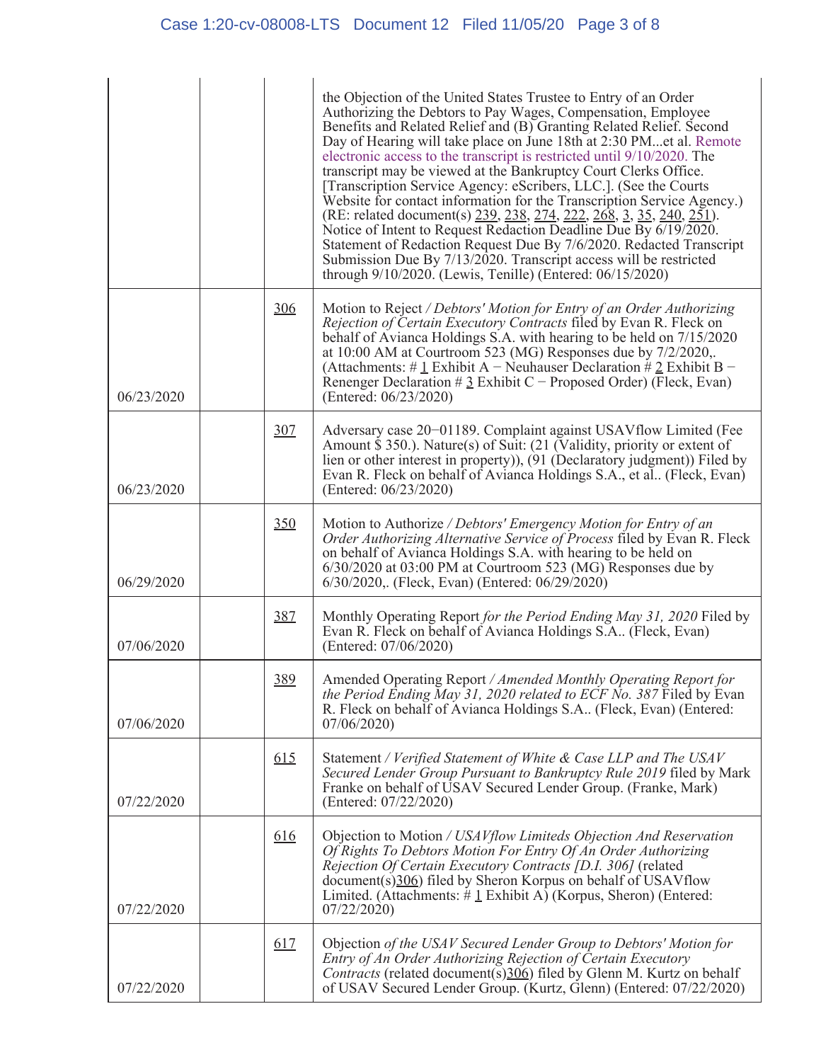| | | | |
|---|---|---|---|
| | | | the Objection of the United States Trustee to Entry of an Order Authorizing the Debtors to Pay Wages, Compensation, Employee Benefits and Related Relief and (B) Granting Related Relief. Second Day of Hearing will take place on June 18th at 2:30 PM...et al. Remote electronic access to the transcript is restricted until 9/10/2020. The transcript may be viewed at the Bankruptcy Court Clerks Office. [Transcription Service Agency: eScribers, LLC.]. (See the Courts Website for contact information for the Transcription Service Agency.) (RE: related document(s) 239, 238, 274, 222, 268, 3, 35, 240, 251). Notice of Intent to Request Redaction Deadline Due By 6/19/2020. Statement of Redaction Request Due By 7/6/2020. Redacted Transcript Submission Due By 7/13/2020. Transcript access will be restricted through 9/10/2020. (Lewis, Tenille) (Entered: 06/15/2020) |
| 06/23/2020 | | 306 | Motion to Reject / *Debtors' Motion for Entry of an Order Authorizing Rejection of Certain Executory Contracts* filed by Evan R. Fleck on behalf of Avianca Holdings S.A. with hearing to be held on 7/15/2020 at 10:00 AM at Courtroom 523 (MG) Responses due by 7/2/2020,. (Attachments: # 1 Exhibit A − Neuhauser Declaration # 2 Exhibit B − Renenger Declaration # 3 Exhibit C − Proposed Order) (Fleck, Evan) (Entered: 06/23/2020) |
| 06/23/2020 | | 307 | Adversary case 20−01189. Complaint against USAVflow Limited (Fee Amount $ 350.). Nature(s) of Suit: (21 (Validity, priority or extent of lien or other interest in property)), (91 (Declaratory judgment)) Filed by Evan R. Fleck on behalf of Avianca Holdings S.A., et al.. (Fleck, Evan) (Entered: 06/23/2020) |
| 06/29/2020 | | 350 | Motion to Authorize / *Debtors' Emergency Motion for Entry of an Order Authorizing Alternative Service of Process* filed by Evan R. Fleck on behalf of Avianca Holdings S.A. with hearing to be held on 6/30/2020 at 03:00 PM at Courtroom 523 (MG) Responses due by 6/30/2020,. (Fleck, Evan) (Entered: 06/29/2020) |
| 07/06/2020 | | 387 | Monthly Operating Report *for the Period Ending May 31, 2020* Filed by Evan R. Fleck on behalf of Avianca Holdings S.A.. (Fleck, Evan) (Entered: 07/06/2020) |
| 07/06/2020 | | 389 | Amended Operating Report / *Amended Monthly Operating Report for the Period Ending May 31, 2020 related to ECF No. 387* Filed by Evan R. Fleck on behalf of Avianca Holdings S.A.. (Fleck, Evan) (Entered: 07/06/2020) |
| 07/22/2020 | | 615 | Statement / *Verified Statement of White & Case LLP and The USAV Secured Lender Group Pursuant to Bankruptcy Rule 2019* filed by Mark Franke on behalf of USAV Secured Lender Group. (Franke, Mark) (Entered: 07/22/2020) |
| 07/22/2020 | | 616 | Objection to Motion / *USAVflow Limiteds Objection And Reservation Of Rights To Debtors Motion For Entry Of An Order Authorizing Rejection Of Certain Executory Contracts [D.I. 306]* (related document(s)306) filed by Sheron Korpus on behalf of USAVflow Limited. (Attachments: # 1 Exhibit A) (Korpus, Sheron) (Entered: 07/22/2020) |
| 07/22/2020 | | 617 | Objection *of the USAV Secured Lender Group to Debtors' Motion for Entry of An Order Authorizing Rejection of Certain Executory Contracts* (related document(s)306) filed by Glenn M. Kurtz on behalf of USAV Secured Lender Group. (Kurtz, Glenn) (Entered: 07/22/2020) |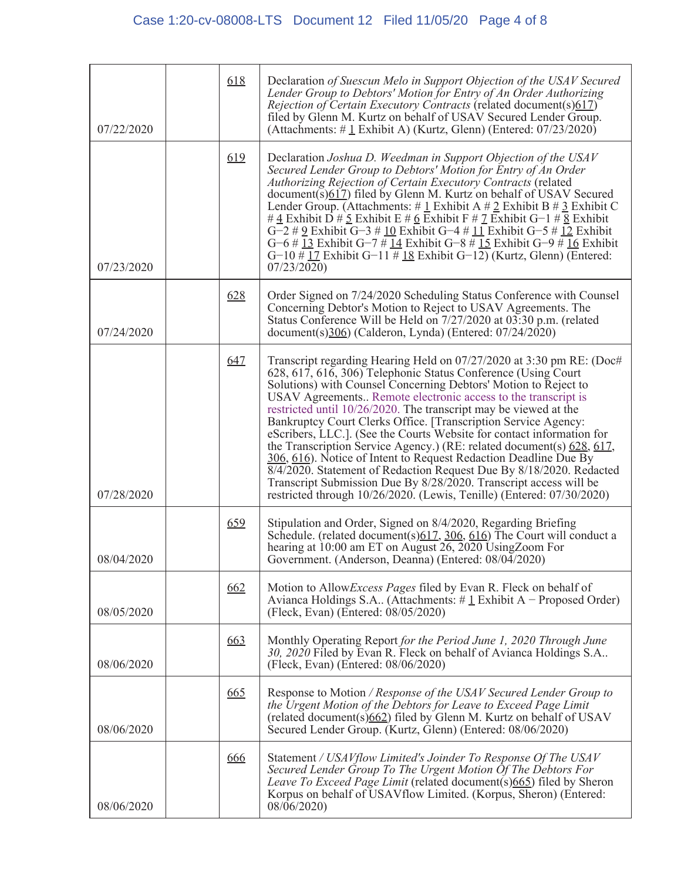| | | | |
|---|---|---|---|
| 07/22/2020 | | 618 | Declaration *of Suescun Melo in Support Objection of the USAV Secured Lender Group to Debtors' Motion for Entry of An Order Authorizing Rejection of Certain Executory Contracts* (related document(s)617) filed by Glenn M. Kurtz on behalf of USAV Secured Lender Group. (Attachments: # 1 Exhibit A) (Kurtz, Glenn) (Entered: 07/23/2020) |
| 07/23/2020 | | 619 | Declaration *Joshua D. Weedman in Support Objection of the USAV Secured Lender Group to Debtors' Motion for Entry of An Order Authorizing Rejection of Certain Executory Contracts* (related document(s)617) filed by Glenn M. Kurtz on behalf of USAV Secured Lender Group. (Attachments: # 1 Exhibit A # 2 Exhibit B # 3 Exhibit C # 4 Exhibit D # 5 Exhibit E # 6 Exhibit F # 7 Exhibit G−1 # 8 Exhibit G−2 # 9 Exhibit G−3 # 10 Exhibit G−4 # 11 Exhibit G−5 # 12 Exhibit G−6 # 13 Exhibit G−7 # 14 Exhibit G−8 # 15 Exhibit G−9 # 16 Exhibit G−10 # 17 Exhibit G−11 # 18 Exhibit G−12) (Kurtz, Glenn) (Entered: 07/23/2020) |
| 07/24/2020 | | 628 | Order Signed on 7/24/2020 Scheduling Status Conference with Counsel Concerning Debtor's Motion to Reject to USAV Agreements. The Status Conference Will be Held on 7/27/2020 at 03:30 p.m. (related document(s)306) (Calderon, Lynda) (Entered: 07/24/2020) |
| 07/28/2020 | | 647 | Transcript regarding Hearing Held on 07/27/2020 at 3:30 pm RE: (Doc# 628, 617, 616, 306) Telephonic Status Conference (Using Court Solutions) with Counsel Concerning Debtors' Motion to Reject to USAV Agreements.. Remote electronic access to the transcript is restricted until 10/26/2020. The transcript may be viewed at the Bankruptcy Court Clerks Office. [Transcription Service Agency: eScribers, LLC.]. (See the Courts Website for contact information for the Transcription Service Agency.) (RE: related document(s) 628, 617, 306, 616). Notice of Intent to Request Redaction Deadline Due By 8/4/2020. Statement of Redaction Request Due By 8/18/2020. Redacted Transcript Submission Due By 8/28/2020. Transcript access will be restricted through 10/26/2020. (Lewis, Tenille) (Entered: 07/30/2020) |
| 08/04/2020 | | 659 | Stipulation and Order, Signed on 8/4/2020, Regarding Briefing Schedule. (related document(s)617, 306, 616) The Court will conduct a hearing at 10:00 am ET on August 26, 2020 UsingZoom For Government. (Anderson, Deanna) (Entered: 08/04/2020) |
| 08/05/2020 | | 662 | Motion to Allow*Excess Pages* filed by Evan R. Fleck on behalf of Avianca Holdings S.A.. (Attachments: # 1 Exhibit A − Proposed Order) (Fleck, Evan) (Entered: 08/05/2020) |
| 08/06/2020 | | 663 | Monthly Operating Report *for the Period June 1, 2020 Through June 30, 2020* Filed by Evan R. Fleck on behalf of Avianca Holdings S.A.. (Fleck, Evan) (Entered: 08/06/2020) |
| 08/06/2020 | | 665 | Response to Motion */ Response of the USAV Secured Lender Group to the Urgent Motion of the Debtors for Leave to Exceed Page Limit* (related document(s)662) filed by Glenn M. Kurtz on behalf of USAV Secured Lender Group. (Kurtz, Glenn) (Entered: 08/06/2020) |
| 08/06/2020 | | 666 | Statement */ USAVflow Limited's Joinder To Response Of The USAV Secured Lender Group To The Urgent Motion Of The Debtors For Leave To Exceed Page Limit* (related document(s)665) filed by Sheron Korpus on behalf of USAVflow Limited. (Korpus, Sheron) (Entered: 08/06/2020) |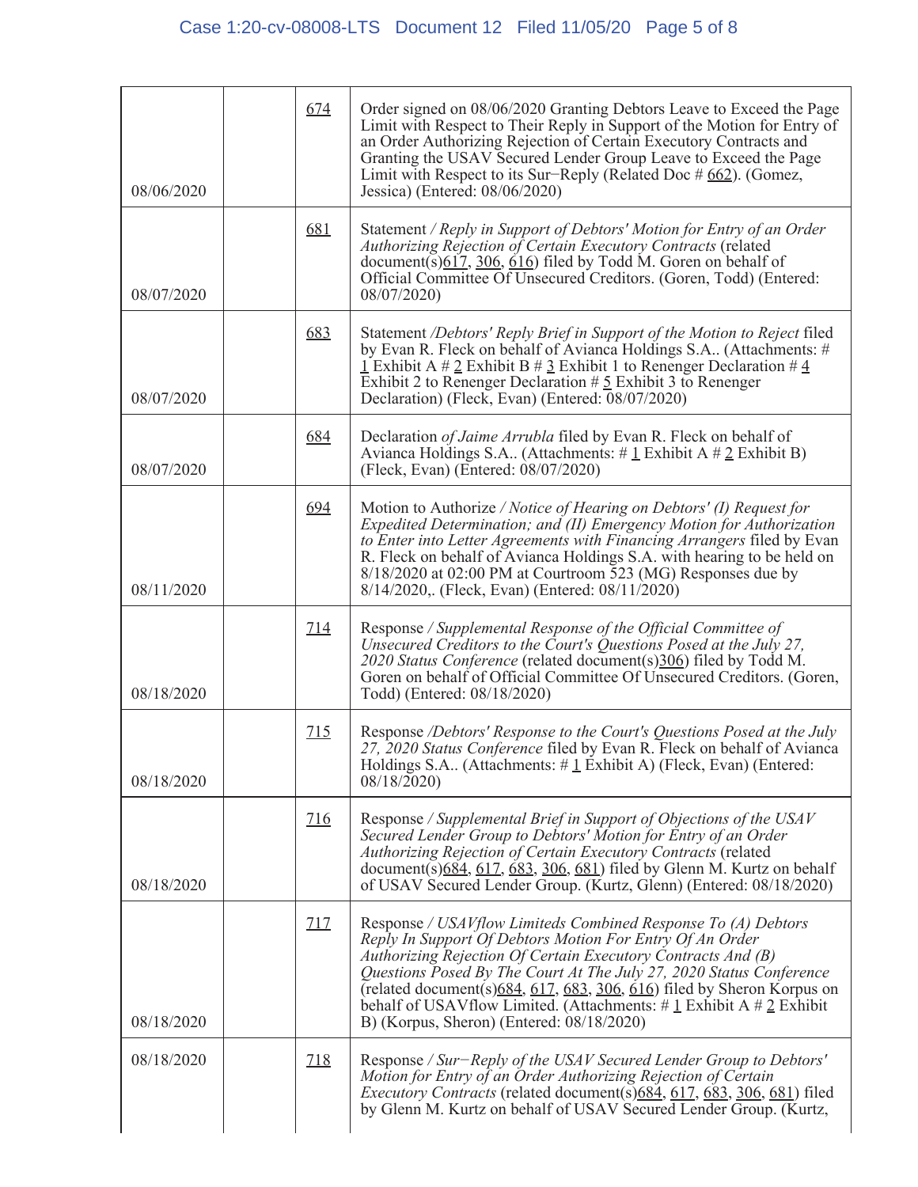| | | | |
|---|---|---|---|
| 08/06/2020 | | 674 | Order signed on 08/06/2020 Granting Debtors Leave to Exceed the Page Limit with Respect to Their Reply in Support of the Motion for Entry of an Order Authorizing Rejection of Certain Executory Contracts and Granting the USAV Secured Lender Group Leave to Exceed the Page Limit with Respect to its Sur−Reply (Related Doc # 662). (Gomez, Jessica) (Entered: 08/06/2020) |
| 08/07/2020 | | 681 | Statement / *Reply in Support of Debtors' Motion for Entry of an Order Authorizing Rejection of Certain Executory Contracts* (related document(s)617, 306, 616) filed by Todd M. Goren on behalf of Official Committee Of Unsecured Creditors. (Goren, Todd) (Entered: 08/07/2020) |
| 08/07/2020 | | 683 | Statement /*Debtors' Reply Brief in Support of the Motion to Reject* filed by Evan R. Fleck on behalf of Avianca Holdings S.A.. (Attachments: # 1 Exhibit A # 2 Exhibit B # 3 Exhibit 1 to Renenger Declaration # 4 Exhibit 2 to Renenger Declaration # 5 Exhibit 3 to Renenger Declaration) (Fleck, Evan) (Entered: 08/07/2020) |
| 08/07/2020 | | 684 | Declaration *of Jaime Arrubla* filed by Evan R. Fleck on behalf of Avianca Holdings S.A.. (Attachments: # 1 Exhibit A # 2 Exhibit B) (Fleck, Evan) (Entered: 08/07/2020) |
| 08/11/2020 | | 694 | Motion to Authorize / *Notice of Hearing on Debtors' (I) Request for Expedited Determination; and (II) Emergency Motion for Authorization to Enter into Letter Agreements with Financing Arrangers* filed by Evan R. Fleck on behalf of Avianca Holdings S.A. with hearing to be held on 8/18/2020 at 02:00 PM at Courtroom 523 (MG) Responses due by 8/14/2020,. (Fleck, Evan) (Entered: 08/11/2020) |
| 08/18/2020 | | 714 | Response / *Supplemental Response of the Official Committee of Unsecured Creditors to the Court's Questions Posed at the July 27, 2020 Status Conference* (related document(s)306) filed by Todd M. Goren on behalf of Official Committee Of Unsecured Creditors. (Goren, Todd) (Entered: 08/18/2020) |
| 08/18/2020 | | 715 | Response /*Debtors' Response to the Court's Questions Posed at the July 27, 2020 Status Conference* filed by Evan R. Fleck on behalf of Avianca Holdings S.A.. (Attachments: # 1 Exhibit A) (Fleck, Evan) (Entered: 08/18/2020) |
| 08/18/2020 | | 716 | Response / *Supplemental Brief in Support of Objections of the USAV Secured Lender Group to Debtors' Motion for Entry of an Order Authorizing Rejection of Certain Executory Contracts* (related document(s)684, 617, 683, 306, 681) filed by Glenn M. Kurtz on behalf of USAV Secured Lender Group. (Kurtz, Glenn) (Entered: 08/18/2020) |
| 08/18/2020 | | 717 | Response / *USAVflow Limiteds Combined Response To (A) Debtors Reply In Support Of Debtors Motion For Entry Of An Order Authorizing Rejection Of Certain Executory Contracts And (B) Questions Posed By The Court At The July 27, 2020 Status Conference* (related document(s)684, 617, 683, 306, 616) filed by Sheron Korpus on behalf of USAVflow Limited. (Attachments: # 1 Exhibit A # 2 Exhibit B) (Korpus, Sheron) (Entered: 08/18/2020) |
| 08/18/2020 | | 718 | Response / *Sur−Reply of the USAV Secured Lender Group to Debtors' Motion for Entry of an Order Authorizing Rejection of Certain Executory Contracts* (related document(s)684, 617, 683, 306, 681) filed by Glenn M. Kurtz on behalf of USAV Secured Lender Group. (Kurtz, |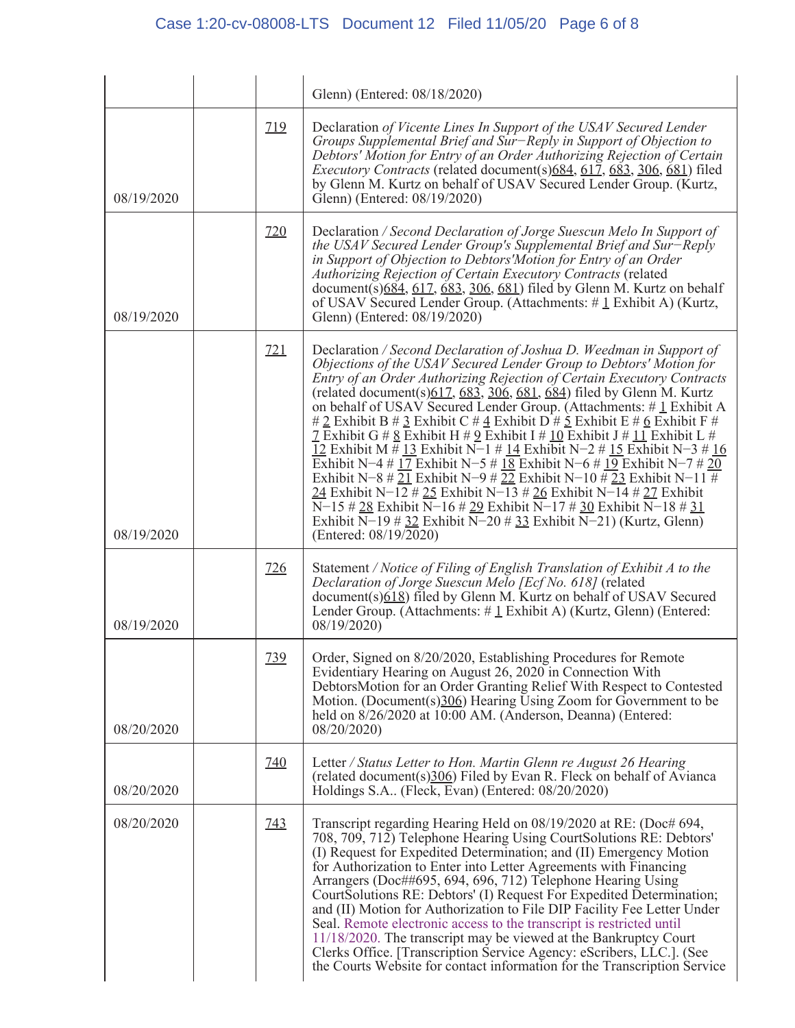| | | | |
|---|---|---|---|
| | | | Glenn) (Entered: 08/18/2020) |
| 08/19/2020 | | 719 | Declaration *of Vicente Lines In Support of the USAV Secured Lender Groups Supplemental Brief and Sur−Reply in Support of Objection to Debtors' Motion for Entry of an Order Authorizing Rejection of Certain Executory Contracts* (related document(s)684, 617, 683, 306, 681) filed by Glenn M. Kurtz on behalf of USAV Secured Lender Group. (Kurtz, Glenn) (Entered: 08/19/2020) |
| 08/19/2020 | | 720 | Declaration */ Second Declaration of Jorge Suescun Melo In Support of the USAV Secured Lender Group's Supplemental Brief and Sur−Reply in Support of Objection to Debtors'Motion for Entry of an Order Authorizing Rejection of Certain Executory Contracts* (related document(s)684, 617, 683, 306, 681) filed by Glenn M. Kurtz on behalf of USAV Secured Lender Group. (Attachments: # 1 Exhibit A) (Kurtz, Glenn) (Entered: 08/19/2020) |
| 08/19/2020 | | 721 | Declaration */ Second Declaration of Joshua D. Weedman in Support of Objections of the USAV Secured Lender Group to Debtors' Motion for Entry of an Order Authorizing Rejection of Certain Executory Contracts* (related document(s)617, 683, 306, 681, 684) filed by Glenn M. Kurtz on behalf of USAV Secured Lender Group. (Attachments: # 1 Exhibit A # 2 Exhibit B # 3 Exhibit C # 4 Exhibit D # 5 Exhibit E # 6 Exhibit F # 7 Exhibit G # 8 Exhibit H # 9 Exhibit I # 10 Exhibit J # 11 Exhibit L # 12 Exhibit M # 13 Exhibit N−1 # 14 Exhibit N−2 # 15 Exhibit N−3 # 16 Exhibit N−4 # 17 Exhibit N−5 # 18 Exhibit N−6 # 19 Exhibit N−7 # 20 Exhibit N−8 # 21 Exhibit N−9 # 22 Exhibit N−10 # 23 Exhibit N−11 # 24 Exhibit N−12 # 25 Exhibit N−13 # 26 Exhibit N−14 # 27 Exhibit N−15 # 28 Exhibit N−16 # 29 Exhibit N−17 # 30 Exhibit N−18 # 31 Exhibit N−19 # 32 Exhibit N−20 # 33 Exhibit N−21) (Kurtz, Glenn) (Entered: 08/19/2020) |
| 08/19/2020 | | 726 | Statement */ Notice of Filing of English Translation of Exhibit A to the Declaration of Jorge Suescun Melo [Ecf No. 618]* (related document(s)618) filed by Glenn M. Kurtz on behalf of USAV Secured Lender Group. (Attachments: # 1 Exhibit A) (Kurtz, Glenn) (Entered: 08/19/2020) |
| 08/20/2020 | | 739 | Order, Signed on 8/20/2020, Establishing Procedures for Remote Evidentiary Hearing on August 26, 2020 in Connection With DebtorsMotion for an Order Granting Relief With Respect to Contested Motion. (Document(s)306) Hearing Using Zoom for Government to be held on 8/26/2020 at 10:00 AM. (Anderson, Deanna) (Entered: 08/20/2020) |
| 08/20/2020 | | 740 | Letter */ Status Letter to Hon. Martin Glenn re August 26 Hearing* (related document(s)306) Filed by Evan R. Fleck on behalf of Avianca Holdings S.A.. (Fleck, Evan) (Entered: 08/20/2020) |
| 08/20/2020 | | 743 | Transcript regarding Hearing Held on 08/19/2020 at RE: (Doc# 694, 708, 709, 712) Telephone Hearing Using CourtSolutions RE: Debtors' (I) Request for Expedited Determination; and (II) Emergency Motion for Authorization to Enter into Letter Agreements with Financing Arrangers (Doc##695, 694, 696, 712) Telephone Hearing Using CourtSolutions RE: Debtors' (I) Request For Expedited Determination; and (II) Motion for Authorization to File DIP Facility Fee Letter Under Seal. Remote electronic access to the transcript is restricted until 11/18/2020. The transcript may be viewed at the Bankruptcy Court Clerks Office. [Transcription Service Agency: eScribers, LLC.]. (See the Courts Website for contact information for the Transcription Service |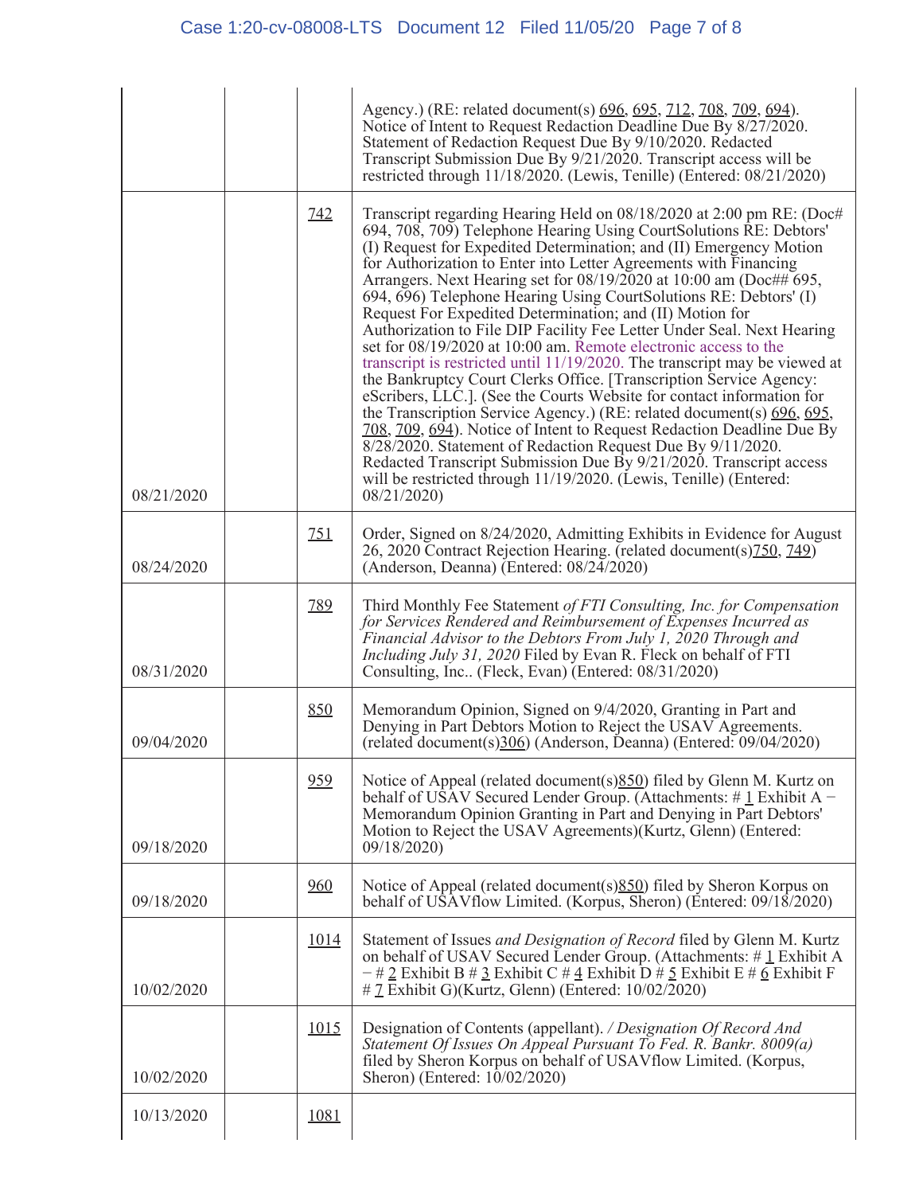| | | | |
|---|---|---|---|
| | | | Agency.) (RE: related document(s) 696, 695, 712, 708, 709, 694). Notice of Intent to Request Redaction Deadline Due By 8/27/2020. Statement of Redaction Request Due By 9/10/2020. Redacted Transcript Submission Due By 9/21/2020. Transcript access will be restricted through 11/18/2020. (Lewis, Tenille) (Entered: 08/21/2020) |
| 08/21/2020 | | 742 | Transcript regarding Hearing Held on 08/18/2020 at 2:00 pm RE: (Doc# 694, 708, 709) Telephone Hearing Using CourtSolutions RE: Debtors' (I) Request for Expedited Determination; and (II) Emergency Motion for Authorization to Enter into Letter Agreements with Financing Arrangers. Next Hearing set for 08/19/2020 at 10:00 am (Doc## 695, 694, 696) Telephone Hearing Using CourtSolutions RE: Debtors' (I) Request For Expedited Determination; and (II) Motion for Authorization to File DIP Facility Fee Letter Under Seal. Next Hearing set for 08/19/2020 at 10:00 am. Remote electronic access to the transcript is restricted until 11/19/2020. The transcript may be viewed at the Bankruptcy Court Clerks Office. [Transcription Service Agency: eScribers, LLC.]. (See the Courts Website for contact information for the Transcription Service Agency.) (RE: related document(s) 696, 695, 708, 709, 694). Notice of Intent to Request Redaction Deadline Due By 8/28/2020. Statement of Redaction Request Due By 9/11/2020. Redacted Transcript Submission Due By 9/21/2020. Transcript access will be restricted through 11/19/2020. (Lewis, Tenille) (Entered: 08/21/2020) |
| 08/24/2020 | | 751 | Order, Signed on 8/24/2020, Admitting Exhibits in Evidence for August 26, 2020 Contract Rejection Hearing. (related document(s)750, 749) (Anderson, Deanna) (Entered: 08/24/2020) |
| 08/31/2020 | | 789 | Third Monthly Fee Statement *of FTI Consulting, Inc. for Compensation for Services Rendered and Reimbursement of Expenses Incurred as Financial Advisor to the Debtors From July 1, 2020 Through and Including July 31, 2020* Filed by Evan R. Fleck on behalf of FTI Consulting, Inc.. (Fleck, Evan) (Entered: 08/31/2020) |
| 09/04/2020 | | 850 | Memorandum Opinion, Signed on 9/4/2020, Granting in Part and Denying in Part Debtors Motion to Reject the USAV Agreements. (related document(s)306) (Anderson, Deanna) (Entered: 09/04/2020) |
| 09/18/2020 | | 959 | Notice of Appeal (related document(s)850) filed by Glenn M. Kurtz on behalf of USAV Secured Lender Group. (Attachments: # 1 Exhibit A − Memorandum Opinion Granting in Part and Denying in Part Debtors' Motion to Reject the USAV Agreements)(Kurtz, Glenn) (Entered: 09/18/2020) |
| 09/18/2020 | | 960 | Notice of Appeal (related document(s)850) filed by Sheron Korpus on behalf of USAVflow Limited. (Korpus, Sheron) (Entered: 09/18/2020) |
| 10/02/2020 | | 1014 | Statement of Issues *and Designation of Record* filed by Glenn M. Kurtz on behalf of USAV Secured Lender Group. (Attachments: # 1 Exhibit A − # 2 Exhibit B # 3 Exhibit C # 4 Exhibit D # 5 Exhibit E # 6 Exhibit F # 7 Exhibit G)(Kurtz, Glenn) (Entered: 10/02/2020) |
| 10/02/2020 | | 1015 | Designation of Contents (appellant). */ Designation Of Record And Statement Of Issues On Appeal Pursuant To Fed. R. Bankr. 8009(a)* filed by Sheron Korpus on behalf of USAVflow Limited. (Korpus, Sheron) (Entered: 10/02/2020) |
| 10/13/2020 | | 1081 | |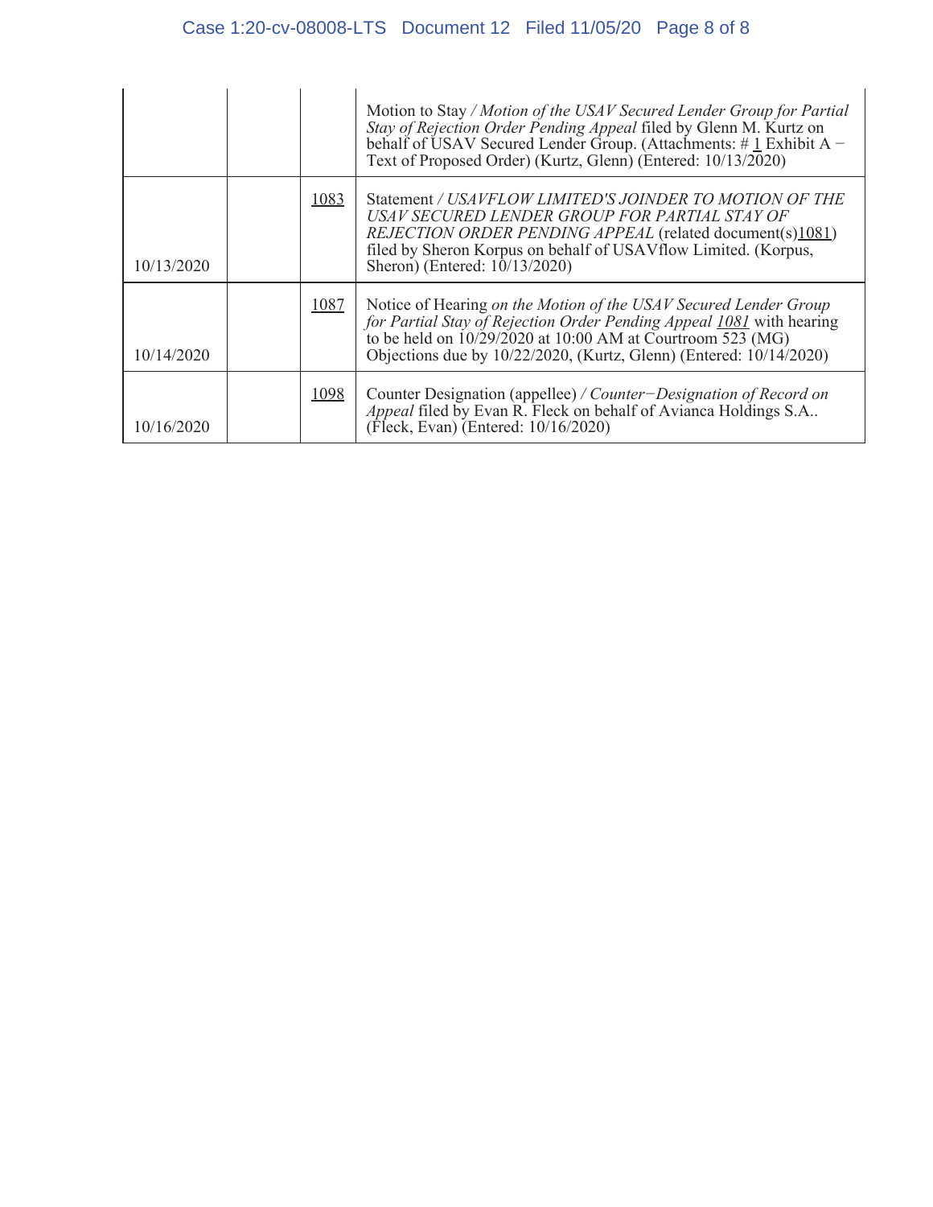| | | | |
|---|---|---|---|
| | | | Motion to Stay / *Motion of the USAV Secured Lender Group for Partial Stay of Rejection Order Pending Appeal* filed by Glenn M. Kurtz on behalf of USAV Secured Lender Group. (Attachments: # 1 Exhibit A − Text of Proposed Order) (Kurtz, Glenn) (Entered: 10/13/2020) |
| 10/13/2020 | | 1083 | Statement / *USAVFLOW LIMITED'S JOINDER TO MOTION OF THE USAV SECURED LENDER GROUP FOR PARTIAL STAY OF REJECTION ORDER PENDING APPEAL* (related document(s)1081) filed by Sheron Korpus on behalf of USAVflow Limited. (Korpus, Sheron) (Entered: 10/13/2020) |
| 10/14/2020 | | 1087 | Notice of Hearing *on the Motion of the USAV Secured Lender Group for Partial Stay of Rejection Order Pending Appeal 1081* with hearing to be held on 10/29/2020 at 10:00 AM at Courtroom 523 (MG) Objections due by 10/22/2020, (Kurtz, Glenn) (Entered: 10/14/2020) |
| 10/16/2020 | | 1098 | Counter Designation (appellee) / *Counter−Designation of Record on Appeal* filed by Evan R. Fleck on behalf of Avianca Holdings S.A.. (Fleck, Evan) (Entered: 10/16/2020) |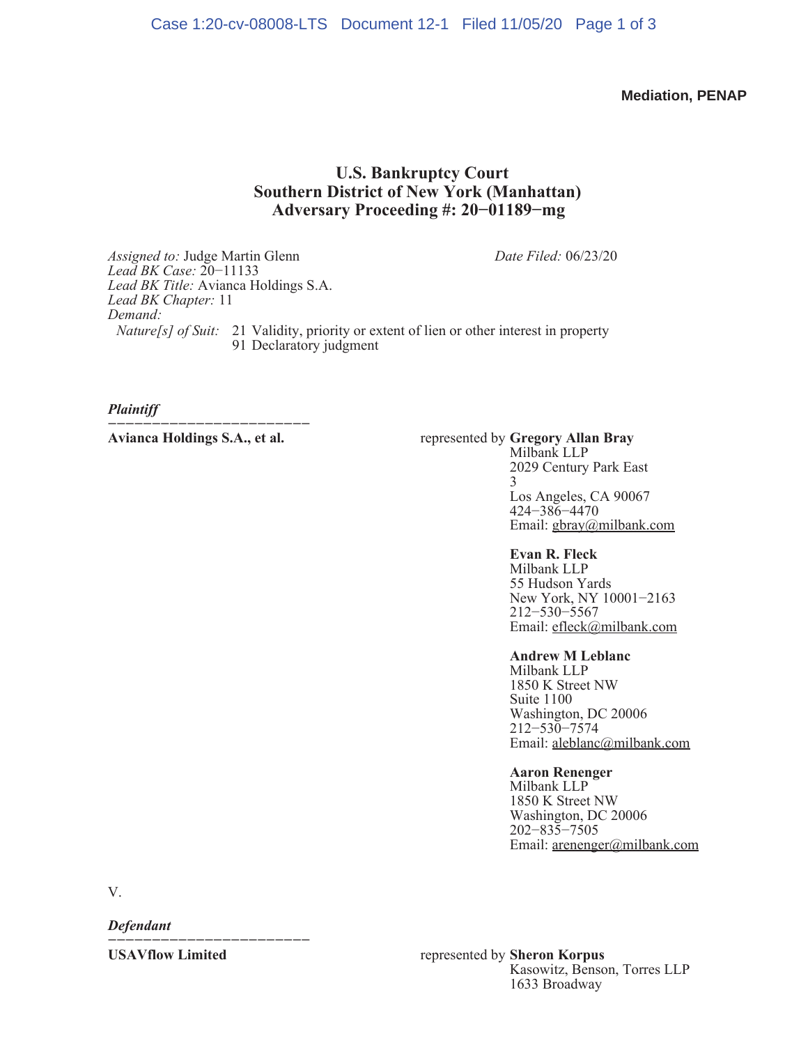**Mediation, PENAP**

# U.S. Bankruptcy Court
# Southern District of New York (Manhattan)
# Adversary Proceeding #: 20−01189−mg

*Assigned to:* Judge Martin Glenn
*Lead BK Case:* 20−11133
*Lead BK Title:* Avianca Holdings S.A.
*Lead BK Chapter:* 11
*Demand:*
*Nature[s] of Suit:* 21 Validity, priority or extent of lien or other interest in property
91 Declaratory judgment

*Date Filed:* 06/23/20

***Plaintiff***

**Avianca Holdings S.A., et al.**

represented by **Gregory Allan Bray**
Milbank LLP
2029 Century Park East
3
Los Angeles, CA 90067
424−386−4470
Email: gbray@milbank.com

**Evan R. Fleck**
Milbank LLP
55 Hudson Yards
New York, NY 10001−2163
212−530−5567
Email: efleck@milbank.com

**Andrew M Leblanc**
Milbank LLP
1850 K Street NW
Suite 1100
Washington, DC 20006
212−530−7574
Email: aleblanc@milbank.com

**Aaron Renenger**
Milbank LLP
1850 K Street NW
Washington, DC 20006
202−835−7505
Email: arenenger@milbank.com

V.

***Defendant***

**USAVflow Limited**

represented by **Sheron Korpus**
Kasowitz, Benson, Torres LLP
1633 Broadway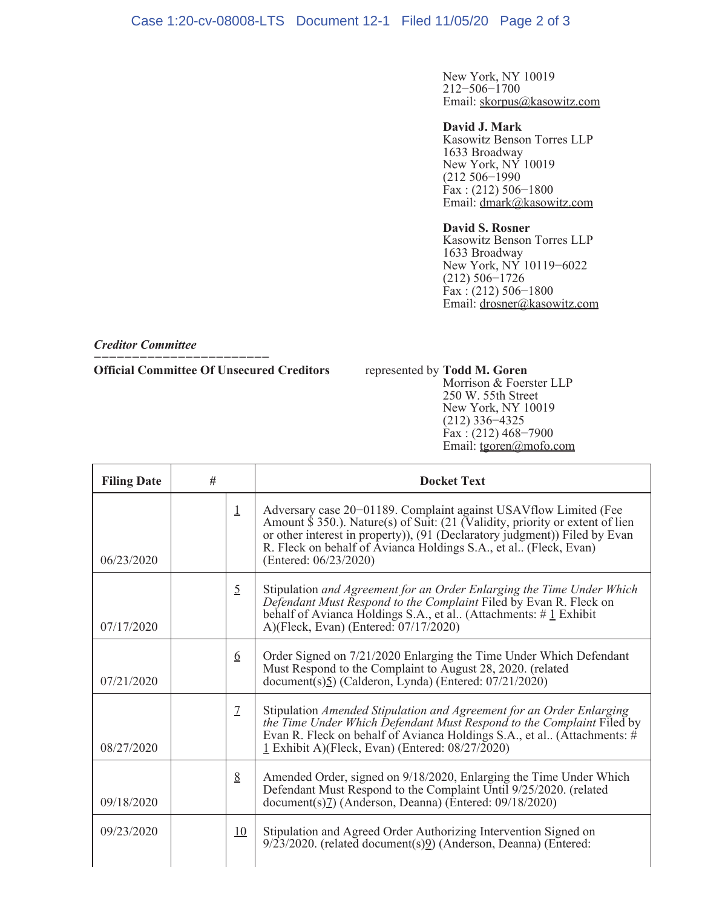New York, NY 10019
212−506−1700
Email: skorpus@kasowitz.com

**David J. Mark**
Kasowitz Benson Torres LLP
1633 Broadway
New York, NY 10019
(212 506−1990
Fax : (212) 506−1800
Email: dmark@kasowitz.com

**David S. Rosner**
Kasowitz Benson Torres LLP
1633 Broadway
New York, NY 10119−6022
(212) 506−1726
Fax : (212) 506−1800
Email: drosner@kasowitz.com

***Creditor Committee***

**Official Committee Of Unsecured Creditors** represented by **Todd M. Goren**
Morrison & Foerster LLP
250 W. 55th Street
New York, NY 10019
(212) 336−4325
Fax : (212) 468−7900
Email: tgoren@mofo.com

| Filing Date | # | | Docket Text |
|---|---|---|---|
| 06/23/2020 | | 1 | Adversary case 20−01189. Complaint against USAVflow Limited (Fee Amount $ 350.). Nature(s) of Suit: (21 (Validity, priority or extent of lien or other interest in property)), (91 (Declaratory judgment)) Filed by Evan R. Fleck on behalf of Avianca Holdings S.A., et al.. (Fleck, Evan) (Entered: 06/23/2020) |
| 07/17/2020 | | 5 | Stipulation *and Agreement for an Order Enlarging the Time Under Which Defendant Must Respond to the Complaint* Filed by Evan R. Fleck on behalf of Avianca Holdings S.A., et al.. (Attachments: # 1 Exhibit A)(Fleck, Evan) (Entered: 07/17/2020) |
| 07/21/2020 | | 6 | Order Signed on 7/21/2020 Enlarging the Time Under Which Defendant Must Respond to the Complaint to August 28, 2020. (related document(s)5) (Calderon, Lynda) (Entered: 07/21/2020) |
| 08/27/2020 | | 7 | Stipulation *Amended Stipulation and Agreement for an Order Enlarging the Time Under Which Defendant Must Respond to the Complaint* Filed by Evan R. Fleck on behalf of Avianca Holdings S.A., et al.. (Attachments: # 1 Exhibit A)(Fleck, Evan) (Entered: 08/27/2020) |
| 09/18/2020 | | 8 | Amended Order, signed on 9/18/2020, Enlarging the Time Under Which Defendant Must Respond to the Complaint Until 9/25/2020. (related document(s)7) (Anderson, Deanna) (Entered: 09/18/2020) |
| 09/23/2020 | | 10 | Stipulation and Agreed Order Authorizing Intervention Signed on 9/23/2020. (related document(s)9) (Anderson, Deanna) (Entered: |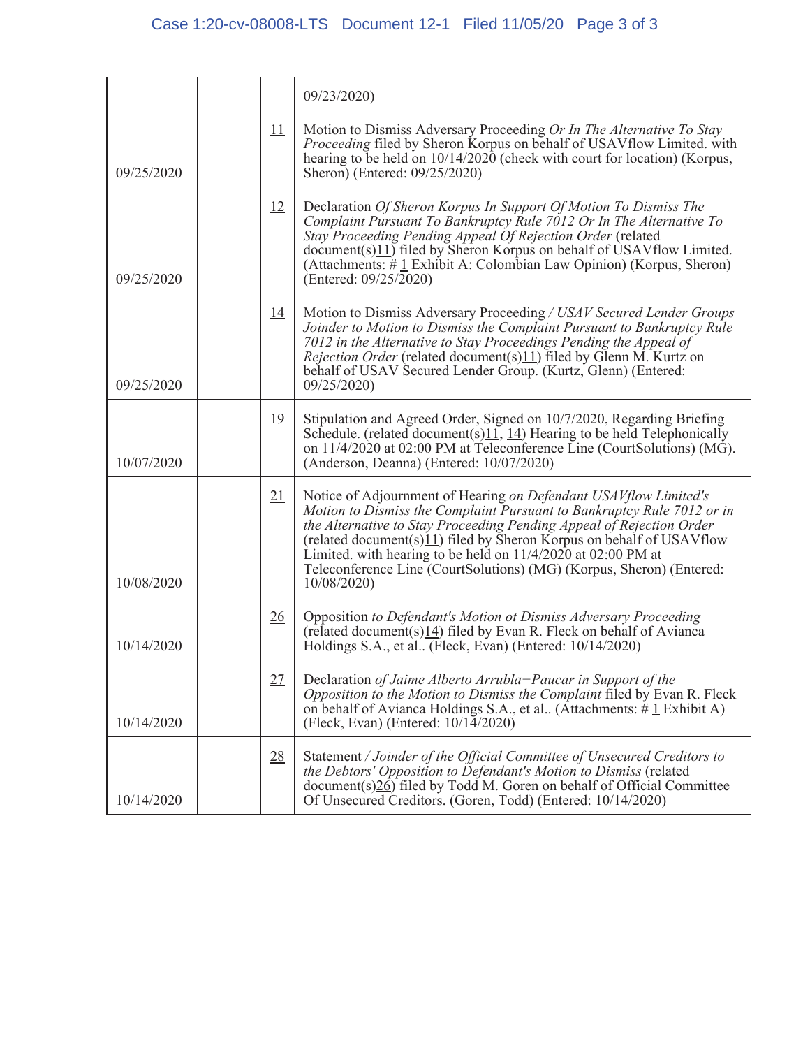| | | | |
|---|---|---|---|
| | | | 09/23/2020) |
| 09/25/2020 | | 11 | Motion to Dismiss Adversary Proceeding *Or In The Alternative To Stay Proceeding* filed by Sheron Korpus on behalf of USAVflow Limited. with hearing to be held on 10/14/2020 (check with court for location) (Korpus, Sheron) (Entered: 09/25/2020) |
| 09/25/2020 | | 12 | Declaration *Of Sheron Korpus In Support Of Motion To Dismiss The Complaint Pursuant To Bankruptcy Rule 7012 Or In The Alternative To Stay Proceeding Pending Appeal Of Rejection Order* (related document(s)11) filed by Sheron Korpus on behalf of USAVflow Limited. (Attachments: # 1 Exhibit A: Colombian Law Opinion) (Korpus, Sheron) (Entered: 09/25/2020) |
| 09/25/2020 | | 14 | Motion to Dismiss Adversary Proceeding / *USAV Secured Lender Groups Joinder to Motion to Dismiss the Complaint Pursuant to Bankruptcy Rule 7012 in the Alternative to Stay Proceedings Pending the Appeal of Rejection Order* (related document(s)11) filed by Glenn M. Kurtz on behalf of USAV Secured Lender Group. (Kurtz, Glenn) (Entered: 09/25/2020) |
| 10/07/2020 | | 19 | Stipulation and Agreed Order, Signed on 10/7/2020, Regarding Briefing Schedule. (related document(s)11, 14) Hearing to be held Telephonically on 11/4/2020 at 02:00 PM at Teleconference Line (CourtSolutions) (MG). (Anderson, Deanna) (Entered: 10/07/2020) |
| 10/08/2020 | | 21 | Notice of Adjournment of Hearing *on Defendant USAVflow Limited's Motion to Dismiss the Complaint Pursuant to Bankruptcy Rule 7012 or in the Alternative to Stay Proceeding Pending Appeal of Rejection Order* (related document(s)11) filed by Sheron Korpus on behalf of USAVflow Limited. with hearing to be held on 11/4/2020 at 02:00 PM at Teleconference Line (CourtSolutions) (MG) (Korpus, Sheron) (Entered: 10/08/2020) |
| 10/14/2020 | | 26 | Opposition *to Defendant's Motion ot Dismiss Adversary Proceeding* (related document(s)14) filed by Evan R. Fleck on behalf of Avianca Holdings S.A., et al.. (Fleck, Evan) (Entered: 10/14/2020) |
| 10/14/2020 | | 27 | Declaration *of Jaime Alberto Arrubla−Paucar in Support of the Opposition to the Motion to Dismiss the Complaint* filed by Evan R. Fleck on behalf of Avianca Holdings S.A., et al.. (Attachments: # 1 Exhibit A) (Fleck, Evan) (Entered: 10/14/2020) |
| 10/14/2020 | | 28 | Statement / *Joinder of the Official Committee of Unsecured Creditors to the Debtors' Opposition to Defendant's Motion to Dismiss* (related document(s)26) filed by Todd M. Goren on behalf of Official Committee Of Unsecured Creditors. (Goren, Todd) (Entered: 10/14/2020) |